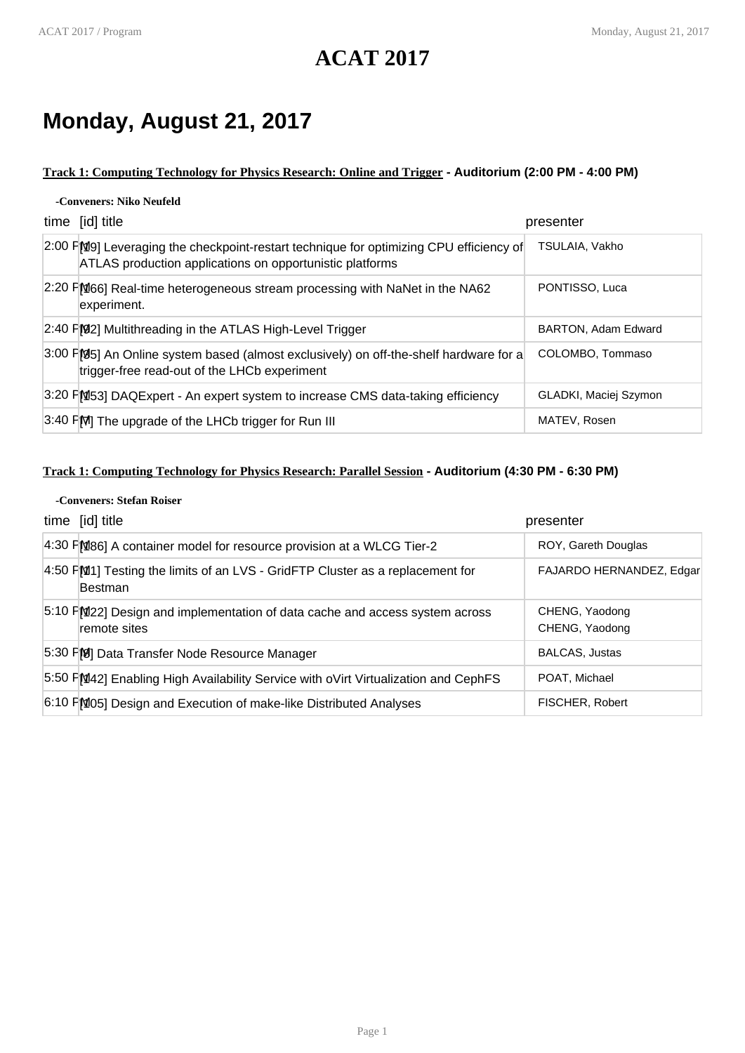# ACAT 2017

## Monday, August 21, 2017

**Track 1: Computing Technology for Physics Research: Online and Trigger** - Auditorium (2:00 PM - 4:00 PM)

-Conveners: Niko Neufeld

| time | [id] title | presenter |
|---|---|---|
| 2:00 PM | [19] Leveraging the checkpoint-restart technique for optimizing CPU efficiency of ATLAS production applications on opportunistic platforms | TSULAIA, Vakho |
| 2:20 PM | [166] Real-time heterogeneous stream processing with NaNet in the NA62 experiment. | PONTISSO, Luca |
| 2:40 PM | [92] Multithreading in the ATLAS High-Level Trigger | BARTON, Adam Edward |
| 3:00 PM | [85] An Online system based (almost exclusively) on off-the-shelf hardware for a trigger-free read-out of the LHCb experiment | COLOMBO, Tommaso |
| 3:20 PM | [153] DAQExpert - An expert system to increase CMS data-taking efficiency | GLADKI, Maciej Szymon |
| 3:40 PM | [7] The upgrade of the LHCb trigger for Run III | MATEV, Rosen |

**Track 1: Computing Technology for Physics Research: Parallel Session** - Auditorium (4:30 PM - 6:30 PM)

-Conveners: Stefan Roiser

| time | [id] title | presenter |
|---|---|---|
| 4:30 PM | [186] A container model for resource provision at a WLCG Tier-2 | ROY, Gareth Douglas |
| 4:50 PM | [11] Testing the limits of an LVS - GridFTP Cluster as a replacement for Bestman | FAJARDO HERNANDEZ, Edgar |
| 5:10 PM | [122] Design and implementation of data cache and access system across remote sites | CHENG, Yaodong<br>CHENG, Yaodong |
| 5:30 PM | [8] Data Transfer Node Resource Manager | BALCAS, Justas |
| 5:50 PM | [142] Enabling High Availability Service with oVirt Virtualization and CephFS | POAT, Michael |
| 6:10 PM | [105] Design and Execution of make-like Distributed Analyses | FISCHER, Robert |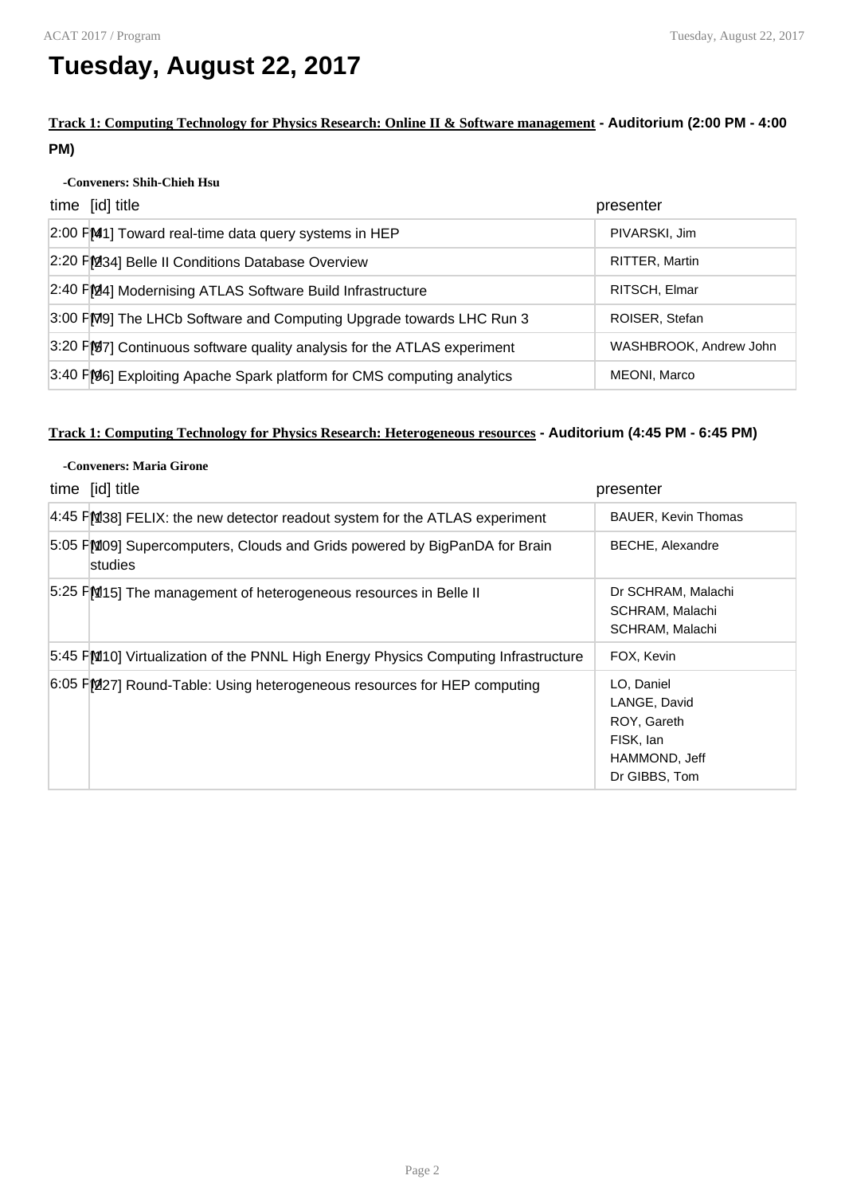# Tuesday, August 22, 2017

**Track 1: Computing Technology for Physics Research: Online II & Software management - Auditorium (2:00 PM - 4:00 PM)**

**-Conveners: Shih-Chieh Hsu**

| time | [id] title | presenter |
|---|---|---|
| 2:00 PM | [41] Toward real-time data query systems in HEP | PIVARSKI, Jim |
| 2:20 PM | [234] Belle II Conditions Database Overview | RITTER, Martin |
| 2:40 PM | [24] Modernising ATLAS Software Build Infrastructure | RITSCH, Elmar |
| 3:00 PM | [79] The LHCb Software and Computing Upgrade towards LHC Run 3 | ROISER, Stefan |
| 3:20 PM | [67] Continuous software quality analysis for the ATLAS experiment | WASHBROOK, Andrew John |
| 3:40 PM | [96] Exploiting Apache Spark platform for CMS computing analytics | MEONI, Marco |

**Track 1: Computing Technology for Physics Research: Heterogeneous resources - Auditorium (4:45 PM - 6:45 PM)**

**-Conveners: Maria Girone**

| time | [id] title | presenter |
|---|---|---|
| 4:45 PM | [138] FELIX: the new detector readout system for the ATLAS experiment | BAUER, Kevin Thomas |
| 5:05 PM | [109] Supercomputers, Clouds and Grids powered by BigPanDA for Brain studies | BECHE, Alexandre |
| 5:25 PM | [115] The management of heterogeneous resources in Belle II | Dr SCHRAM, Malachi<br>SCHRAM, Malachi<br>SCHRAM, Malachi |
| 5:45 PM | [110] Virtualization of the PNNL High Energy Physics Computing Infrastructure | FOX, Kevin |
| 6:05 PM | [227] Round-Table: Using heterogeneous resources for HEP computing | LO, Daniel<br>LANGE, David<br>ROY, Gareth<br>FISK, Ian<br>HAMMOND, Jeff<br>Dr GIBBS, Tom |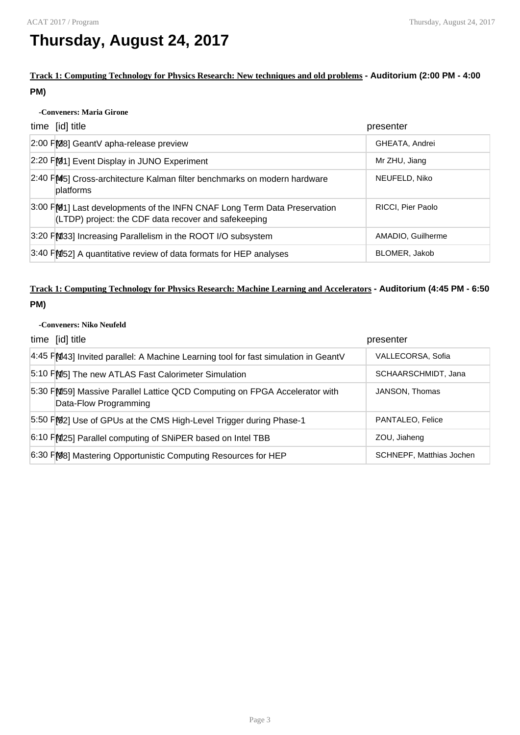# Thursday, August 24, 2017

**Track 1: Computing Technology for Physics Research: New techniques and old problems - Auditorium (2:00 PM - 4:00 PM)**

**-Conveners: Maria Girone**

| time | [id] title | presenter |
|---|---|---|
| 2:00 PM | [28] GeantV apha-release preview | GHEATA, Andrei |
| 2:20 PM | [31] Event Display in JUNO Experiment | Mr ZHU, Jiang |
| 2:40 PM | [45] Cross-architecture Kalman filter benchmarks on modern hardware platforms | NEUFELD, Niko |
| 3:00 PM | [81] Last developments of the INFN CNAF Long Term Data Preservation (LTDP) project: the CDF data recover and safekeeping | RICCI, Pier Paolo |
| 3:20 PM | [133] Increasing Parallelism in the ROOT I/O subsystem | AMADIO, Guilherme |
| 3:40 PM | [152] A quantitative review of data formats for HEP analyses | BLOMER, Jakob |

**Track 1: Computing Technology for Physics Research: Machine Learning and Accelerators - Auditorium (4:45 PM - 6:50 PM)**

**-Conveners: Niko Neufeld**

| time | [id] title | presenter |
|---|---|---|
| 4:45 PM | [143] Invited parallel: A Machine Learning tool for fast simulation in GeantV | VALLECORSA, Sofia |
| 5:10 PM | [15] The new ATLAS Fast Calorimeter Simulation | SCHAARSCHMIDT, Jana |
| 5:30 PM | [159] Massive Parallel Lattice QCD Computing on FPGA Accelerator with Data-Flow Programming | JANSON, Thomas |
| 5:50 PM | [82] Use of GPUs at the CMS High-Level Trigger during Phase-1 | PANTALEO, Felice |
| 6:10 PM | [125] Parallel computing of SNiPER based on Intel TBB | ZOU, Jiaheng |
| 6:30 PM | [98] Mastering Opportunistic Computing Resources for HEP | SCHNEPF, Matthias Jochen |